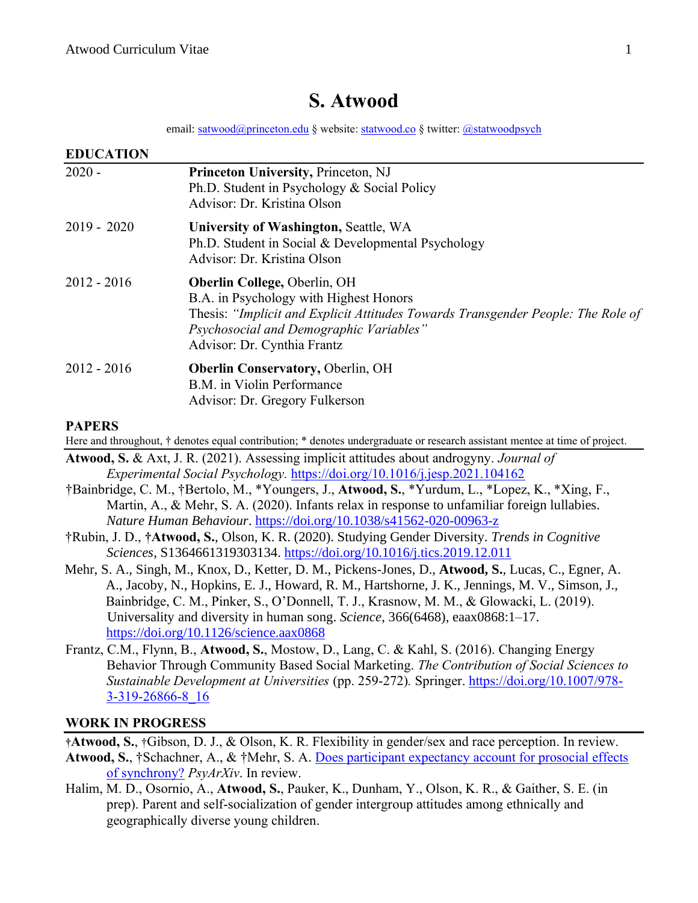# S. Atwood

email: [satwood@princeton.edu](mailto:satwood@princeton.edu) § website: [statwood.co](http://statwood.co) § twitter: [@statwoodpsych](https://twitter.com/statwoodpsych)

## EDUCATION

| | |
|---|---|
| 2020 - | **Princeton University,** Princeton, NJ<br>Ph.D. Student in Psychology & Social Policy<br>Advisor: Dr. Kristina Olson |
| 2019 - 2020 | **University of Washington,** Seattle, WA<br>Ph.D. Student in Social & Developmental Psychology<br>Advisor: Dr. Kristina Olson |
| 2012 - 2016 | **Oberlin College,** Oberlin, OH<br>B.A. in Psychology with Highest Honors<br>Thesis: *"Implicit and Explicit Attitudes Towards Transgender People: The Role of Psychosocial and Demographic Variables"*<br>Advisor: Dr. Cynthia Frantz |
| 2012 - 2016 | **Oberlin Conservatory,** Oberlin, OH<br>B.M. in Violin Performance<br>Advisor: Dr. Gregory Fulkerson |

## PAPERS

Here and throughout, † denotes equal contribution; * denotes undergraduate or research assistant mentee at time of project.

**Atwood, S.** & Axt, J. R. (2021). Assessing implicit attitudes about androgyny. *Journal of Experimental Social Psychology.* https://doi.org/10.1016/j.jesp.2021.104162

†Bainbridge, C. M., †Bertolo, M., *Youngers, J., **Atwood, S.**, *Yurdum, L., *Lopez, K., *Xing, F., Martin, A., & Mehr, S. A. (2020). Infants relax in response to unfamiliar foreign lullabies. *Nature Human Behaviour*. https://doi.org/10.1038/s41562-020-00963-z

†Rubin, J. D., **†Atwood, S.**, Olson, K. R. (2020). Studying Gender Diversity. *Trends in Cognitive Sciences*, S1364661319303134. https://doi.org/10.1016/j.tics.2019.12.011

Mehr, S. A., Singh, M., Knox, D., Ketter, D. M., Pickens-Jones, D., **Atwood, S.**, Lucas, C., Egner, A. A., Jacoby, N., Hopkins, E. J., Howard, R. M., Hartshorne, J. K., Jennings, M. V., Simson, J., Bainbridge, C. M., Pinker, S., O'Donnell, T. J., Krasnow, M. M., & Glowacki, L. (2019). Universality and diversity in human song. *Science*, 366(6468), eaax0868:1–17. https://doi.org/10.1126/science.aax0868

Frantz, C.M., Flynn, B., **Atwood, S.**, Mostow, D., Lang, C. & Kahl, S. (2016). Changing Energy Behavior Through Community Based Social Marketing. *The Contribution of Social Sciences to Sustainable Development at Universities* (pp. 259-272). Springer. https://doi.org/10.1007/978-3-319-26866-8_16

## WORK IN PROGRESS

†**Atwood, S.**, †Gibson, D. J., & Olson, K. R. Flexibility in gender/sex and race perception. In review.

**Atwood, S.**, †Schachner, A., & †Mehr, S. A. Does participant expectancy account for prosocial effects of synchrony? *PsyArXiv*. In review.

Halim, M. D., Osornio, A., **Atwood, S.**, Pauker, K., Dunham, Y., Olson, K. R., & Gaither, S. E. (in prep). Parent and self-socialization of gender intergroup attitudes among ethnically and geographically diverse young children.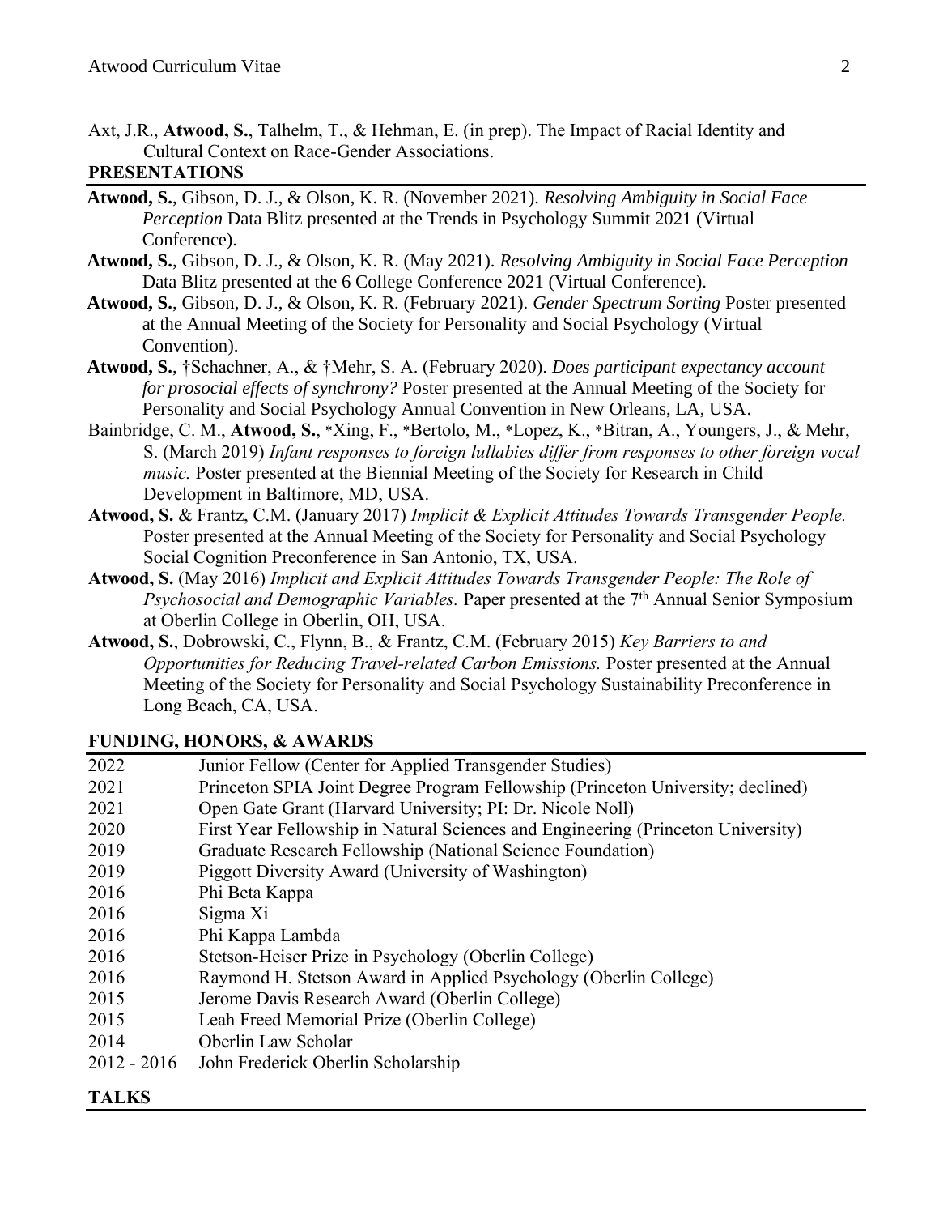Axt, J.R., **Atwood, S.**, Talhelm, T., & Hehman, E. (in prep). The Impact of Racial Identity and Cultural Context on Race-Gender Associations.

## PRESENTATIONS

**Atwood, S.**, Gibson, D. J., & Olson, K. R. (November 2021). *Resolving Ambiguity in Social Face Perception* Data Blitz presented at the Trends in Psychology Summit 2021 (Virtual Conference).

**Atwood, S.**, Gibson, D. J., & Olson, K. R. (May 2021). *Resolving Ambiguity in Social Face Perception* Data Blitz presented at the 6 College Conference 2021 (Virtual Conference).

**Atwood, S.**, Gibson, D. J., & Olson, K. R. (February 2021). *Gender Spectrum Sorting* Poster presented at the Annual Meeting of the Society for Personality and Social Psychology (Virtual Convention).

**Atwood, S.**, †Schachner, A., & †Mehr, S. A. (February 2020). *Does participant expectancy account for prosocial effects of synchrony?* Poster presented at the Annual Meeting of the Society for Personality and Social Psychology Annual Convention in New Orleans, LA, USA.

Bainbridge, C. M., **Atwood, S.**, *Xing, F., *Bertolo, M., *Lopez, K., *Bitran, A., Youngers, J., & Mehr, S. (March 2019) *Infant responses to foreign lullabies differ from responses to other foreign vocal music.* Poster presented at the Biennial Meeting of the Society for Research in Child Development in Baltimore, MD, USA.

**Atwood, S.** & Frantz, C.M. (January 2017) *Implicit & Explicit Attitudes Towards Transgender People.* Poster presented at the Annual Meeting of the Society for Personality and Social Psychology Social Cognition Preconference in San Antonio, TX, USA.

**Atwood, S.** (May 2016) *Implicit and Explicit Attitudes Towards Transgender People: The Role of Psychosocial and Demographic Variables.* Paper presented at the 7th Annual Senior Symposium at Oberlin College in Oberlin, OH, USA.

**Atwood, S.**, Dobrowski, C., Flynn, B., & Frantz, C.M. (February 2015) *Key Barriers to and Opportunities for Reducing Travel-related Carbon Emissions.* Poster presented at the Annual Meeting of the Society for Personality and Social Psychology Sustainability Preconference in Long Beach, CA, USA.

## FUNDING, HONORS, & AWARDS

| | |
|---|---|
| 2022 | Junior Fellow (Center for Applied Transgender Studies) |
| 2021 | Princeton SPIA Joint Degree Program Fellowship (Princeton University; declined) |
| 2021 | Open Gate Grant (Harvard University; PI: Dr. Nicole Noll) |
| 2020 | First Year Fellowship in Natural Sciences and Engineering (Princeton University) |
| 2019 | Graduate Research Fellowship (National Science Foundation) |
| 2019 | Piggott Diversity Award (University of Washington) |
| 2016 | Phi Beta Kappa |
| 2016 | Sigma Xi |
| 2016 | Phi Kappa Lambda |
| 2016 | Stetson-Heiser Prize in Psychology (Oberlin College) |
| 2016 | Raymond H. Stetson Award in Applied Psychology (Oberlin College) |
| 2015 | Jerome Davis Research Award (Oberlin College) |
| 2015 | Leah Freed Memorial Prize (Oberlin College) |
| 2014 | Oberlin Law Scholar |
| 2012 - 2016 | John Frederick Oberlin Scholarship |

## TALKS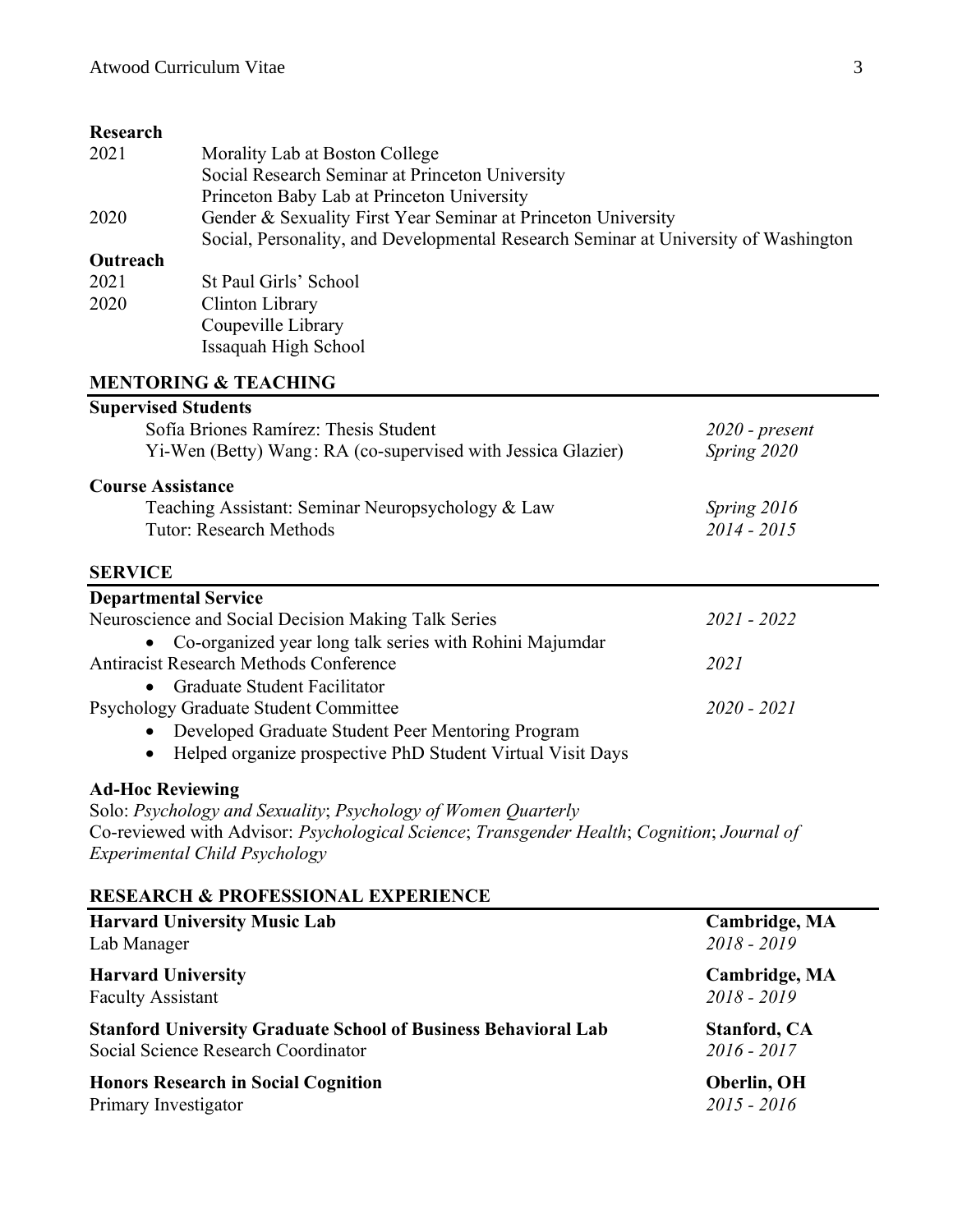**Research**

| | |
|---|---|
| 2021 | Morality Lab at Boston College |
| | Social Research Seminar at Princeton University |
| | Princeton Baby Lab at Princeton University |
| 2020 | Gender & Sexuality First Year Seminar at Princeton University |
| | Social, Personality, and Developmental Research Seminar at University of Washington |

**Outreach**

| | |
|---|---|
| 2021 | St Paul Girls' School |
| 2020 | Clinton Library |
| | Coupeville Library |
| | Issaquah High School |

## MENTORING & TEACHING

**Supervised Students**

- Sofía Briones Ramírez: Thesis Student — *2020 - present*
- Yi-Wen (Betty) Wang: RA (co-supervised with Jessica Glazier) — *Spring 2020*

**Course Assistance**

- Teaching Assistant: Seminar Neuropsychology & Law — *Spring 2016*
- Tutor: Research Methods — *2014 - 2015*

## SERVICE

**Departmental Service**

Neuroscience and Social Decision Making Talk Series — *2021 - 2022*

- Co-organized year long talk series with Rohini Majumdar

Antiracist Research Methods Conference — *2021*

- Graduate Student Facilitator

Psychology Graduate Student Committee — *2020 - 2021*

- Developed Graduate Student Peer Mentoring Program
- Helped organize prospective PhD Student Virtual Visit Days

**Ad-Hoc Reviewing**

Solo: *Psychology and Sexuality*; *Psychology of Women Quarterly*
Co-reviewed with Advisor: *Psychological Science*; *Transgender Health*; *Cognition*; *Journal of Experimental Child Psychology*

## RESEARCH & PROFESSIONAL EXPERIENCE

**Harvard University Music Lab** — **Cambridge, MA**
Lab Manager — *2018 - 2019*

**Harvard University** — **Cambridge, MA**
Faculty Assistant — *2018 - 2019*

**Stanford University Graduate School of Business Behavioral Lab** — **Stanford, CA**
Social Science Research Coordinator — *2016 - 2017*

**Honors Research in Social Cognition** — **Oberlin, OH**
Primary Investigator — *2015 - 2016*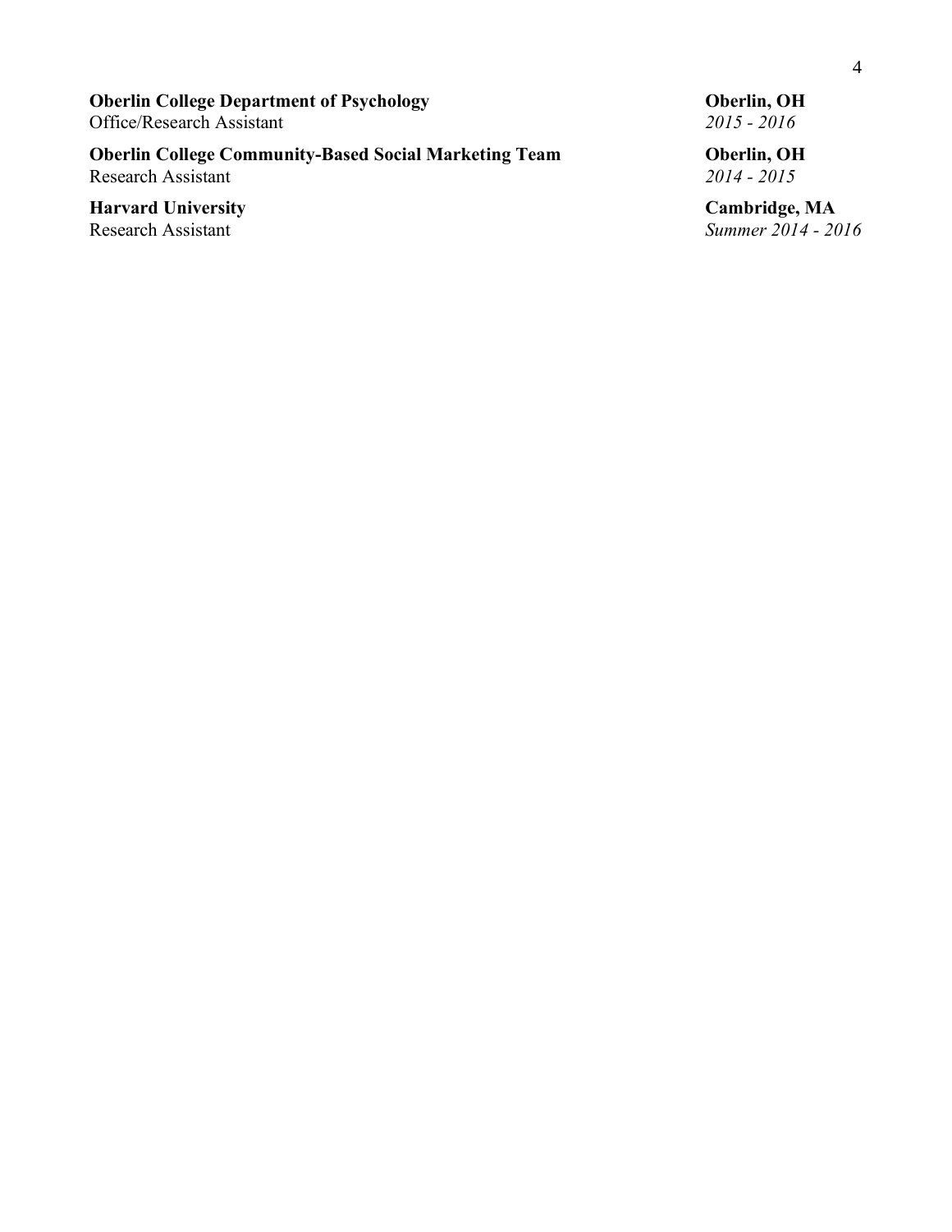**Oberlin College Department of Psychology** **Oberlin, OH**
Office/Research Assistant *2015 - 2016*

**Oberlin College Community-Based Social Marketing Team** **Oberlin, OH**
Research Assistant *2014 - 2015*

**Harvard University** **Cambridge, MA**
Research Assistant *Summer 2014 - 2016*